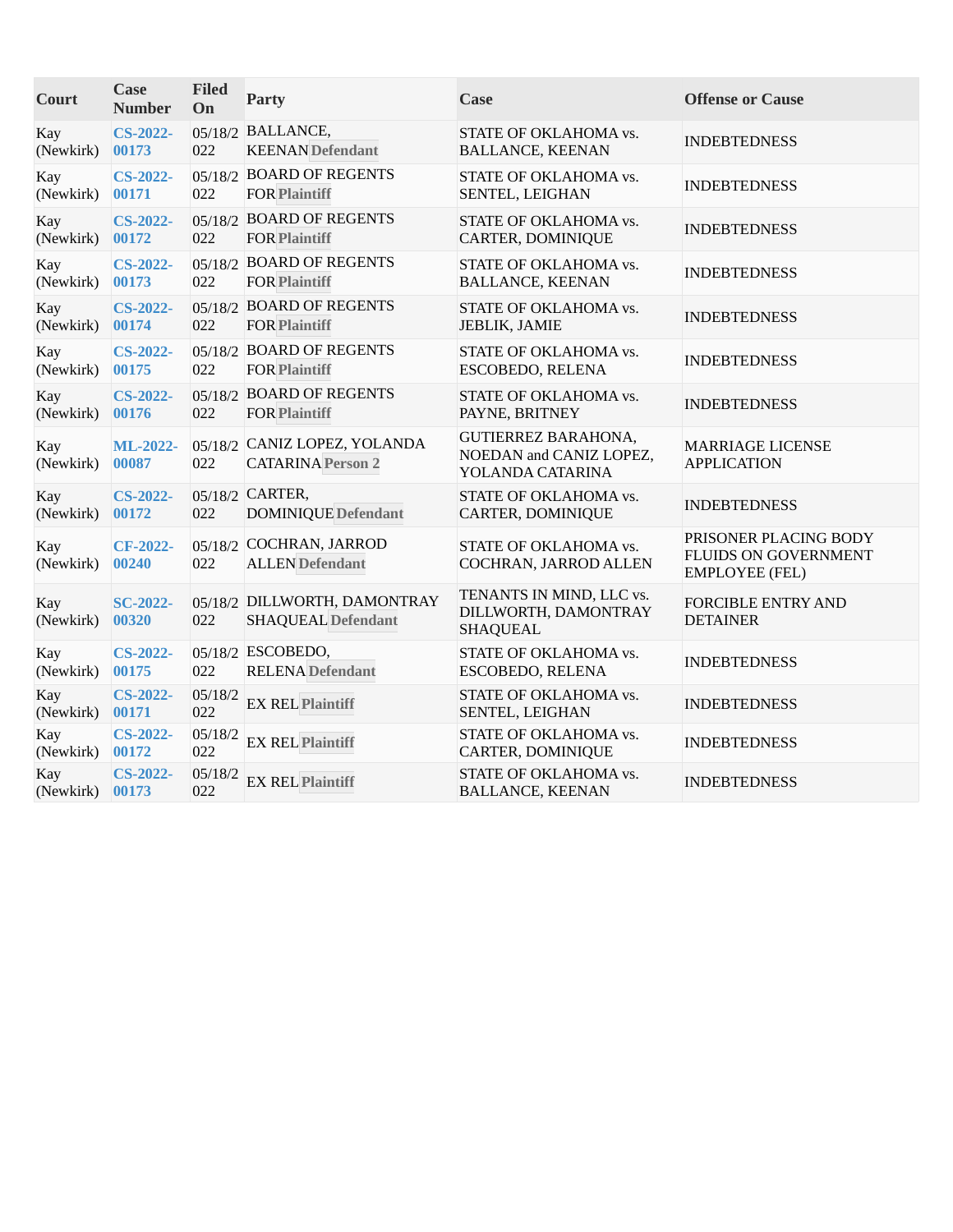| Court | Case Number | Filed On | Party | Case | Offense or Cause |
|---|---|---|---|---|---|
| Kay (Newkirk) | **CS-2022-00173** | 05/18/2022 | BALLANCE, KEENAN **Defendant** | STATE OF OKLAHOMA vs. BALLANCE, KEENAN | INDEBTEDNESS |
| Kay (Newkirk) | **CS-2022-00171** | 05/18/2022 | BOARD OF REGENTS FOR **Plaintiff** | STATE OF OKLAHOMA vs. SENTEL, LEIGHAN | INDEBTEDNESS |
| Kay (Newkirk) | **CS-2022-00172** | 05/18/2022 | BOARD OF REGENTS FOR **Plaintiff** | STATE OF OKLAHOMA vs. CARTER, DOMINIQUE | INDEBTEDNESS |
| Kay (Newkirk) | **CS-2022-00173** | 05/18/2022 | BOARD OF REGENTS FOR **Plaintiff** | STATE OF OKLAHOMA vs. BALLANCE, KEENAN | INDEBTEDNESS |
| Kay (Newkirk) | **CS-2022-00174** | 05/18/2022 | BOARD OF REGENTS FOR **Plaintiff** | STATE OF OKLAHOMA vs. JEBLIK, JAMIE | INDEBTEDNESS |
| Kay (Newkirk) | **CS-2022-00175** | 05/18/2022 | BOARD OF REGENTS FOR **Plaintiff** | STATE OF OKLAHOMA vs. ESCOBEDO, RELENA | INDEBTEDNESS |
| Kay (Newkirk) | **CS-2022-00176** | 05/18/2022 | BOARD OF REGENTS FOR **Plaintiff** | STATE OF OKLAHOMA vs. PAYNE, BRITNEY | INDEBTEDNESS |
| Kay (Newkirk) | **ML-2022-00087** | 05/18/2022 | CANIZ LOPEZ, YOLANDA CATARINA **Person 2** | GUTIERREZ BARAHONA, NOEDAN and CANIZ LOPEZ, YOLANDA CATARINA | MARRIAGE LICENSE APPLICATION |
| Kay (Newkirk) | **CS-2022-00172** | 05/18/2022 | CARTER, DOMINIQUE **Defendant** | STATE OF OKLAHOMA vs. CARTER, DOMINIQUE | INDEBTEDNESS |
| Kay (Newkirk) | **CF-2022-00240** | 05/18/2022 | COCHRAN, JARROD ALLEN **Defendant** | STATE OF OKLAHOMA vs. COCHRAN, JARROD ALLEN | PRISONER PLACING BODY FLUIDS ON GOVERNMENT EMPLOYEE (FEL) |
| Kay (Newkirk) | **SC-2022-00320** | 05/18/2022 | DILLWORTH, DAMONTRAY SHAQUEAL **Defendant** | TENANTS IN MIND, LLC vs. DILLWORTH, DAMONTRAY SHAQUEAL | FORCIBLE ENTRY AND DETAINER |
| Kay (Newkirk) | **CS-2022-00175** | 05/18/2022 | ESCOBEDO, RELENA **Defendant** | STATE OF OKLAHOMA vs. ESCOBEDO, RELENA | INDEBTEDNESS |
| Kay (Newkirk) | **CS-2022-00171** | 05/18/2022 | EX REL **Plaintiff** | STATE OF OKLAHOMA vs. SENTEL, LEIGHAN | INDEBTEDNESS |
| Kay (Newkirk) | **CS-2022-00172** | 05/18/2022 | EX REL **Plaintiff** | STATE OF OKLAHOMA vs. CARTER, DOMINIQUE | INDEBTEDNESS |
| Kay (Newkirk) | **CS-2022-00173** | 05/18/2022 | EX REL **Plaintiff** | STATE OF OKLAHOMA vs. BALLANCE, KEENAN | INDEBTEDNESS |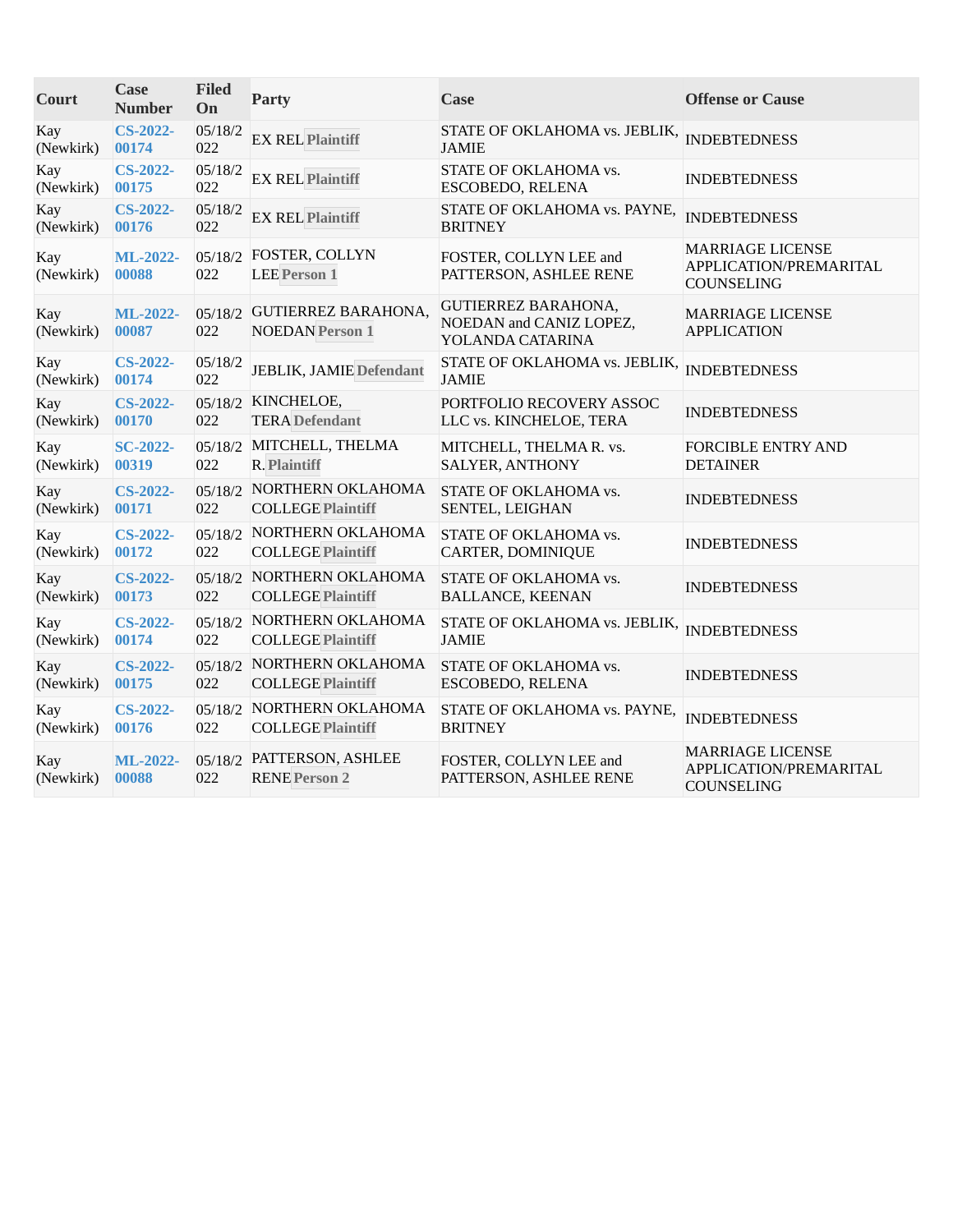| Court | Case Number | Filed On | Party | Case | Offense or Cause |
| --- | --- | --- | --- | --- | --- |
| Kay (Newkirk) | CS-2022-00174 | 05/18/2022 | EX REL Plaintiff | STATE OF OKLAHOMA vs. JEBLIK, JAMIE | INDEBTEDNESS |
| Kay (Newkirk) | CS-2022-00175 | 05/18/2022 | EX REL Plaintiff | STATE OF OKLAHOMA vs. ESCOBEDO, RELENA | INDEBTEDNESS |
| Kay (Newkirk) | CS-2022-00176 | 05/18/2022 | EX REL Plaintiff | STATE OF OKLAHOMA vs. PAYNE, BRITNEY | INDEBTEDNESS |
| Kay (Newkirk) | ML-2022-00088 | 05/18/2022 | FOSTER, COLLYN LEE Person 1 | FOSTER, COLLYN LEE and PATTERSON, ASHLEE RENE | MARRIAGE LICENSE APPLICATION/PREMARITAL COUNSELING |
| Kay (Newkirk) | ML-2022-00087 | 05/18/2022 | GUTIERREZ BARAHONA, NOEDAN Person 1 | GUTIERREZ BARAHONA, NOEDAN and CANIZ LOPEZ, YOLANDA CATARINA | MARRIAGE LICENSE APPLICATION |
| Kay (Newkirk) | CS-2022-00174 | 05/18/2022 | JEBLIK, JAMIE Defendant | STATE OF OKLAHOMA vs. JEBLIK, JAMIE | INDEBTEDNESS |
| Kay (Newkirk) | CS-2022-00170 | 05/18/2022 | KINCHELOE, TERA Defendant | PORTFOLIO RECOVERY ASSOC LLC vs. KINCHELOE, TERA | INDEBTEDNESS |
| Kay (Newkirk) | SC-2022-00319 | 05/18/2022 | MITCHELL, THELMA R. Plaintiff | MITCHELL, THELMA R. vs. SALYER, ANTHONY | FORCIBLE ENTRY AND DETAINER |
| Kay (Newkirk) | CS-2022-00171 | 05/18/2022 | NORTHERN OKLAHOMA COLLEGE Plaintiff | STATE OF OKLAHOMA vs. SENTEL, LEIGHAN | INDEBTEDNESS |
| Kay (Newkirk) | CS-2022-00172 | 05/18/2022 | NORTHERN OKLAHOMA COLLEGE Plaintiff | STATE OF OKLAHOMA vs. CARTER, DOMINIQUE | INDEBTEDNESS |
| Kay (Newkirk) | CS-2022-00173 | 05/18/2022 | NORTHERN OKLAHOMA COLLEGE Plaintiff | STATE OF OKLAHOMA vs. BALLANCE, KEENAN | INDEBTEDNESS |
| Kay (Newkirk) | CS-2022-00174 | 05/18/2022 | NORTHERN OKLAHOMA COLLEGE Plaintiff | STATE OF OKLAHOMA vs. JEBLIK, JAMIE | INDEBTEDNESS |
| Kay (Newkirk) | CS-2022-00175 | 05/18/2022 | NORTHERN OKLAHOMA COLLEGE Plaintiff | STATE OF OKLAHOMA vs. ESCOBEDO, RELENA | INDEBTEDNESS |
| Kay (Newkirk) | CS-2022-00176 | 05/18/2022 | NORTHERN OKLAHOMA COLLEGE Plaintiff | STATE OF OKLAHOMA vs. PAYNE, BRITNEY | INDEBTEDNESS |
| Kay (Newkirk) | ML-2022-00088 | 05/18/2022 | PATTERSON, ASHLEE RENE Person 2 | FOSTER, COLLYN LEE and PATTERSON, ASHLEE RENE | MARRIAGE LICENSE APPLICATION/PREMARITAL COUNSELING |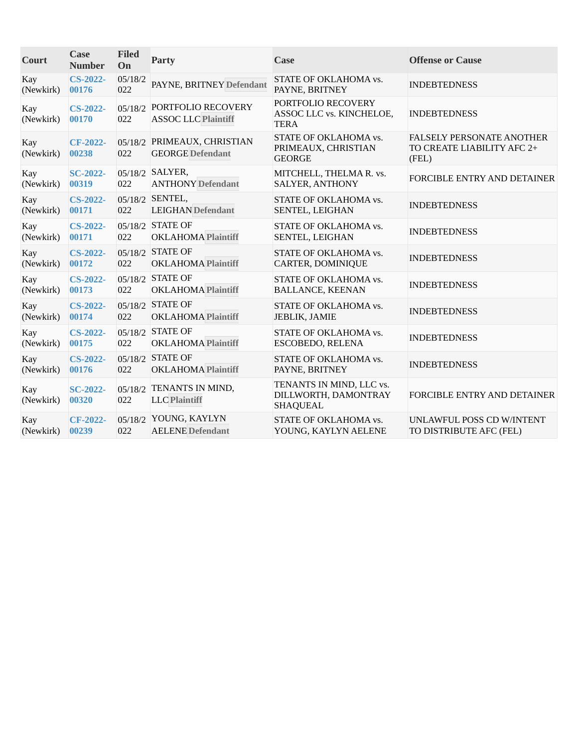| Court | Case Number | Filed On | Party | Case | Offense or Cause |
|---|---|---|---|---|---|
| Kay (Newkirk) | CS-2022-00176 | 05/18/2022 | PAYNE, BRITNEY Defendant | STATE OF OKLAHOMA vs. PAYNE, BRITNEY | INDEBTEDNESS |
| Kay (Newkirk) | CS-2022-00170 | 05/18/2022 | PORTFOLIO RECOVERY ASSOC LLC Plaintiff | PORTFOLIO RECOVERY ASSOC LLC vs. KINCHELOE, TERA | INDEBTEDNESS |
| Kay (Newkirk) | CF-2022-00238 | 05/18/2022 | PRIMEAUX, CHRISTIAN GEORGE Defendant | STATE OF OKLAHOMA vs. PRIMEAUX, CHRISTIAN GEORGE | FALSELY PERSONATE ANOTHER TO CREATE LIABILITY AFC 2+ (FEL) |
| Kay (Newkirk) | SC-2022-00319 | 05/18/2022 | SALYER, ANTHONY Defendant | MITCHELL, THELMA R. vs. SALYER, ANTHONY | FORCIBLE ENTRY AND DETAINER |
| Kay (Newkirk) | CS-2022-00171 | 05/18/2022 | SENTEL, LEIGHAN Defendant | STATE OF OKLAHOMA vs. SENTEL, LEIGHAN | INDEBTEDNESS |
| Kay (Newkirk) | CS-2022-00171 | 05/18/2022 | STATE OF OKLAHOMA Plaintiff | STATE OF OKLAHOMA vs. SENTEL, LEIGHAN | INDEBTEDNESS |
| Kay (Newkirk) | CS-2022-00172 | 05/18/2022 | STATE OF OKLAHOMA Plaintiff | STATE OF OKLAHOMA vs. CARTER, DOMINIQUE | INDEBTEDNESS |
| Kay (Newkirk) | CS-2022-00173 | 05/18/2022 | STATE OF OKLAHOMA Plaintiff | STATE OF OKLAHOMA vs. BALLANCE, KEENAN | INDEBTEDNESS |
| Kay (Newkirk) | CS-2022-00174 | 05/18/2022 | STATE OF OKLAHOMA Plaintiff | STATE OF OKLAHOMA vs. JEBLIK, JAMIE | INDEBTEDNESS |
| Kay (Newkirk) | CS-2022-00175 | 05/18/2022 | STATE OF OKLAHOMA Plaintiff | STATE OF OKLAHOMA vs. ESCOBEDO, RELENA | INDEBTEDNESS |
| Kay (Newkirk) | CS-2022-00176 | 05/18/2022 | STATE OF OKLAHOMA Plaintiff | STATE OF OKLAHOMA vs. PAYNE, BRITNEY | INDEBTEDNESS |
| Kay (Newkirk) | SC-2022-00320 | 05/18/2022 | TENANTS IN MIND, LLC Plaintiff | TENANTS IN MIND, LLC vs. DILLWORTH, DAMONTRAY SHAQUEAL | FORCIBLE ENTRY AND DETAINER |
| Kay (Newkirk) | CF-2022-00239 | 05/18/2022 | YOUNG, KAYLYN AELENE Defendant | STATE OF OKLAHOMA vs. YOUNG, KAYLYN AELENE | UNLAWFUL POSS CD W/INTENT TO DISTRIBUTE AFC (FEL) |